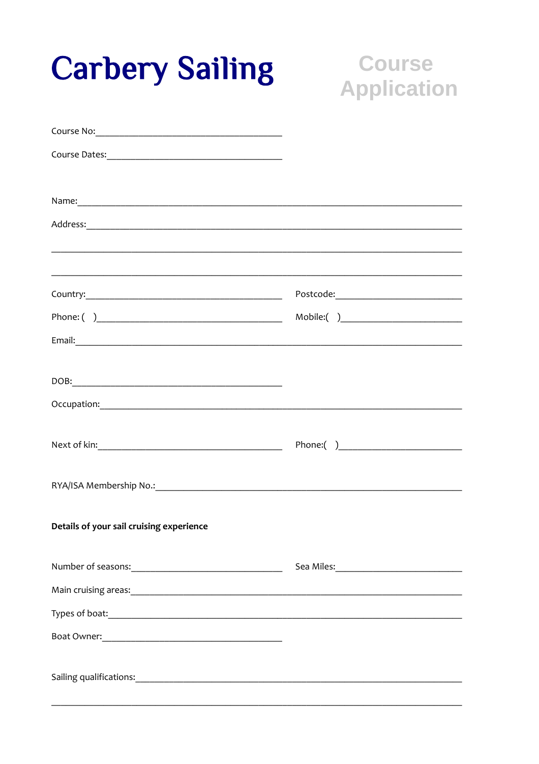# Carbery Sailing

## Course Application

Course No:________________________________________

Course Dates:_____________________________________

Name:_____________________________________________________________________________________

Address:___________________________________________________________________________________

__________________________________________________________________________________________

__________________________________________________________________________________________

Country:__________________________________________ Postcode:__________________________

Phone: ( )________________________________________ Mobile:( )________________________

Email:_____________________________________________________________________________________

DOB:_____________________________________________

Occupation:________________________________________________________________________________

Next of kin:______________________________________ Phone:( )_________________________

RYA/ISA Membership No.:___________________________________________________________________

**Details of your sail cruising experience**

Number of seasons:________________________________ Sea Miles:__________________________

Main cruising areas:_______________________________________________________________________

Types of boat:_____________________________________________________________________________

Boat Owner:_______________________________________

Sailing qualifications:______________________________________________________________________

__________________________________________________________________________________________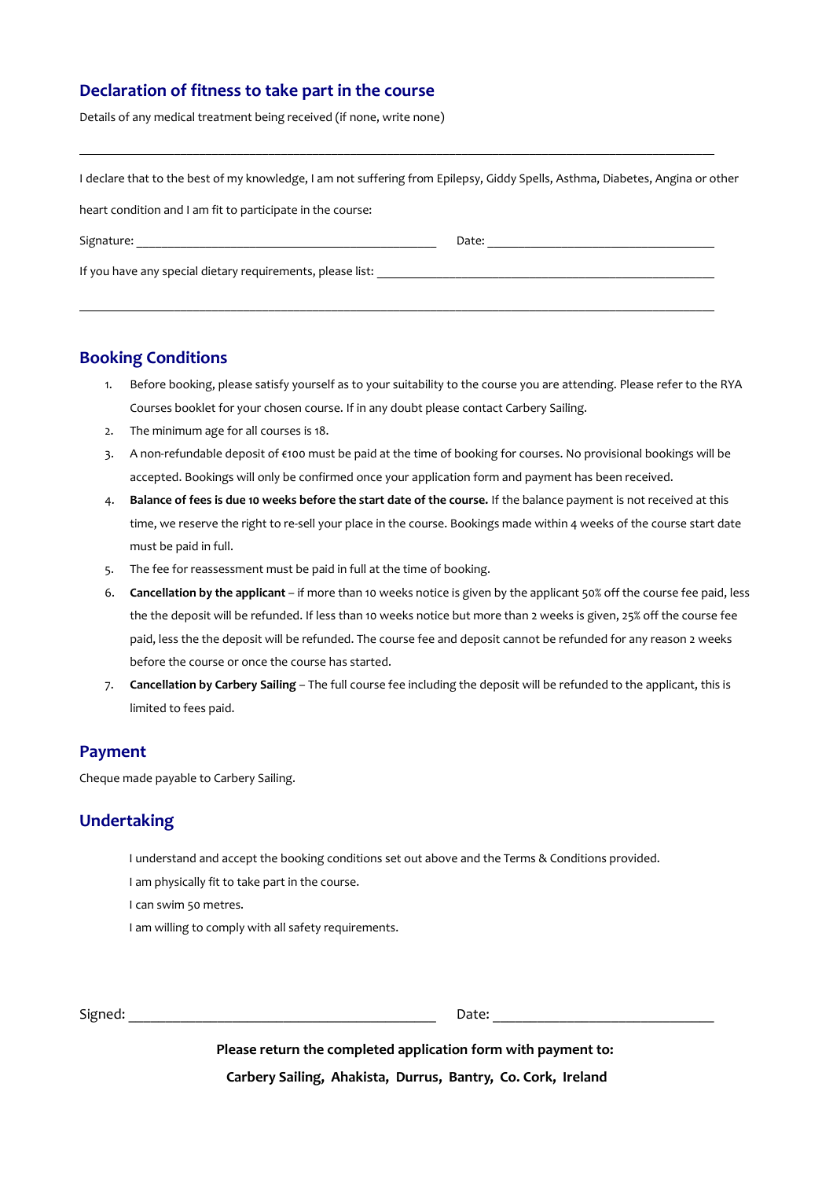## Declaration of fitness to take part in the course

Details of any medical treatment being received (if none, write none)

\_\_\_\_\_\_\_\_\_\_\_\_\_\_\_\_\_\_\_\_\_\_\_\_\_\_\_\_\_\_\_\_\_\_\_\_\_\_\_\_\_\_\_\_\_\_\_\_\_\_\_\_\_\_\_\_\_\_\_\_\_\_\_\_\_\_\_\_\_\_\_\_\_\_\_\_

I declare that to the best of my knowledge, I am not suffering from Epilepsy, Giddy Spells, Asthma, Diabetes, Angina or other heart condition and I am fit to participate in the course:

Signature: \_\_\_\_\_\_\_\_\_\_\_\_\_\_\_\_\_\_\_\_\_\_\_\_\_\_\_\_\_\_\_\_\_\_\_\_\_\_\_\_ Date: \_\_\_\_\_\_\_\_\_\_\_\_\_\_\_\_\_\_\_\_\_\_\_\_\_\_\_\_\_\_\_\_

If you have any special dietary requirements, please list: \_\_\_\_\_\_\_\_\_\_\_\_\_\_\_\_\_\_\_\_\_\_\_\_\_\_\_\_\_\_\_\_\_\_\_\_\_\_\_\_\_\_\_\_

\_\_\_\_\_\_\_\_\_\_\_\_\_\_\_\_\_\_\_\_\_\_\_\_\_\_\_\_\_\_\_\_\_\_\_\_\_\_\_\_\_\_\_\_\_\_\_\_\_\_\_\_\_\_\_\_\_\_\_\_\_\_\_\_\_\_\_\_\_\_\_\_\_\_\_\_

## Booking Conditions

1. Before booking, please satisfy yourself as to your suitability to the course you are attending. Please refer to the RYA Courses booklet for your chosen course. If in any doubt please contact Carbery Sailing.
2. The minimum age for all courses is 18.
3. A non-refundable deposit of €100 must be paid at the time of booking for courses. No provisional bookings will be accepted. Bookings will only be confirmed once your application form and payment has been received.
4. **Balance of fees is due 10 weeks before the start date of the course.** If the balance payment is not received at this time, we reserve the right to re-sell your place in the course. Bookings made within 4 weeks of the course start date must be paid in full.
5. The fee for reassessment must be paid in full at the time of booking.
6. **Cancellation by the applicant** – if more than 10 weeks notice is given by the applicant 50% off the course fee paid, less the the deposit will be refunded. If less than 10 weeks notice but more than 2 weeks is given, 25% off the course fee paid, less the the deposit will be refunded. The course fee and deposit cannot be refunded for any reason 2 weeks before the course or once the course has started.
7. **Cancellation by Carbery Sailing** – The full course fee including the deposit will be refunded to the applicant, this is limited to fees paid.

## Payment

Cheque made payable to Carbery Sailing.

## Undertaking

I understand and accept the booking conditions set out above and the Terms & Conditions provided.

I am physically fit to take part in the course.

I can swim 50 metres.

I am willing to comply with all safety requirements.

Signed: \_\_\_\_\_\_\_\_\_\_\_\_\_\_\_\_\_\_\_\_\_\_\_\_\_\_\_\_\_\_\_\_\_\_\_\_\_\_\_\_ Date: \_\_\_\_\_\_\_\_\_\_\_\_\_\_\_\_\_\_\_\_\_\_\_\_\_\_\_\_\_\_\_\_

**Please return the completed application form with payment to:**

**Carbery Sailing, Ahakista, Durrus, Bantry, Co. Cork, Ireland**